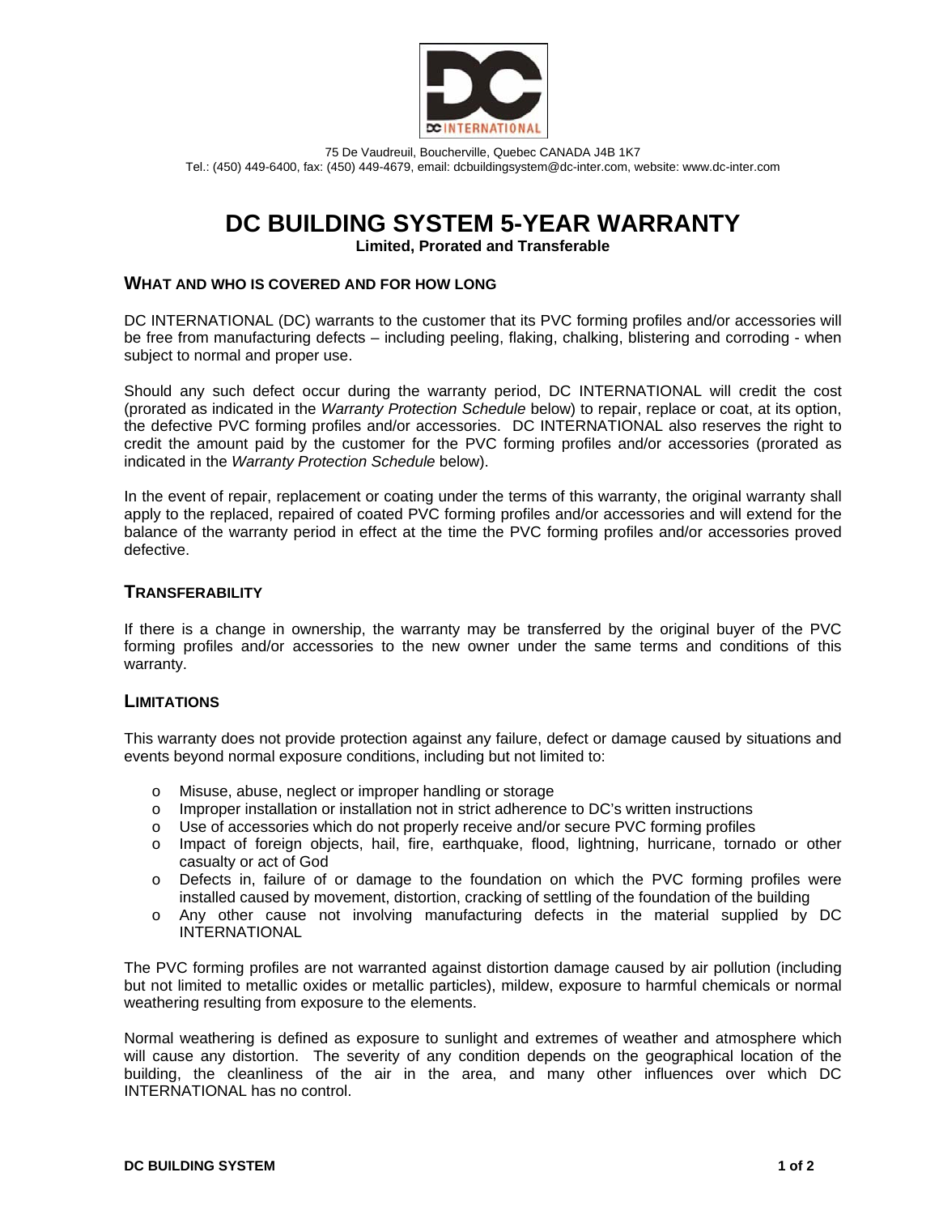75 De Vaudreuil, Boucherville, Quebec CANADA J4B 1K7
Tel.: (450) 449-6400, fax: (450) 449-4679, email: dcbuildingsystem@dc-inter.com, website: www.dc-inter.com

# DC BUILDING SYSTEM 5-YEAR WARRANTY

**Limited, Prorated and Transferable**

## WHAT AND WHO IS COVERED AND FOR HOW LONG

DC INTERNATIONAL (DC) warrants to the customer that its PVC forming profiles and/or accessories will be free from manufacturing defects – including peeling, flaking, chalking, blistering and corroding - when subject to normal and proper use.

Should any such defect occur during the warranty period, DC INTERNATIONAL will credit the cost (prorated as indicated in the *Warranty Protection Schedule* below) to repair, replace or coat, at its option, the defective PVC forming profiles and/or accessories. DC INTERNATIONAL also reserves the right to credit the amount paid by the customer for the PVC forming profiles and/or accessories (prorated as indicated in the *Warranty Protection Schedule* below).

In the event of repair, replacement or coating under the terms of this warranty, the original warranty shall apply to the replaced, repaired of coated PVC forming profiles and/or accessories and will extend for the balance of the warranty period in effect at the time the PVC forming profiles and/or accessories proved defective.

## TRANSFERABILITY

If there is a change in ownership, the warranty may be transferred by the original buyer of the PVC forming profiles and/or accessories to the new owner under the same terms and conditions of this warranty.

## LIMITATIONS

This warranty does not provide protection against any failure, defect or damage caused by situations and events beyond normal exposure conditions, including but not limited to:

- Misuse, abuse, neglect or improper handling or storage
- Improper installation or installation not in strict adherence to DC's written instructions
- Use of accessories which do not properly receive and/or secure PVC forming profiles
- Impact of foreign objects, hail, fire, earthquake, flood, lightning, hurricane, tornado or other casualty or act of God
- Defects in, failure of or damage to the foundation on which the PVC forming profiles were installed caused by movement, distortion, cracking of settling of the foundation of the building
- Any other cause not involving manufacturing defects in the material supplied by DC INTERNATIONAL

The PVC forming profiles are not warranted against distortion damage caused by air pollution (including but not limited to metallic oxides or metallic particles), mildew, exposure to harmful chemicals or normal weathering resulting from exposure to the elements.

Normal weathering is defined as exposure to sunlight and extremes of weather and atmosphere which will cause any distortion. The severity of any condition depends on the geographical location of the building, the cleanliness of the air in the area, and many other influences over which DC INTERNATIONAL has no control.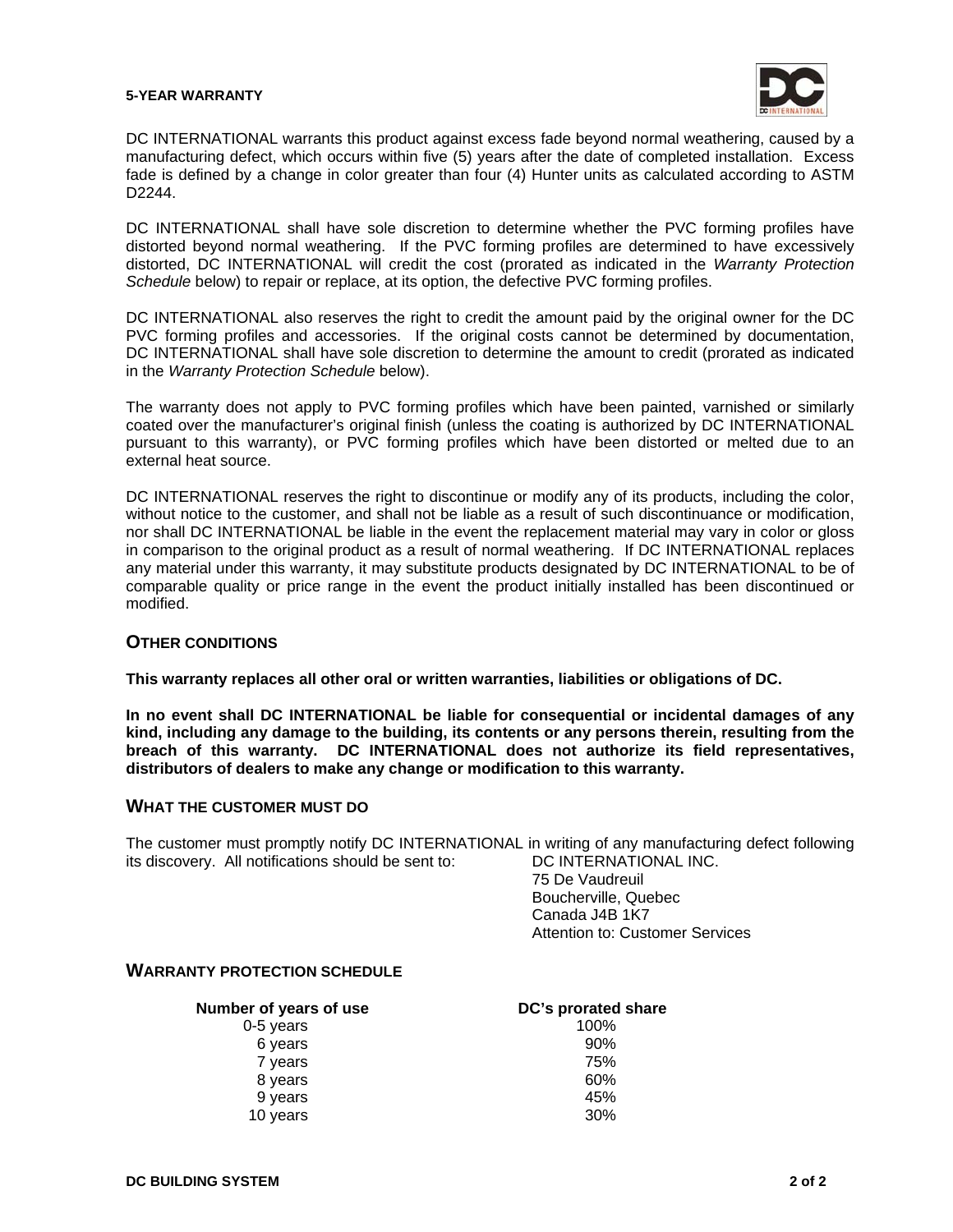**5-YEAR WARRANTY**

DC INTERNATIONAL warrants this product against excess fade beyond normal weathering, caused by a manufacturing defect, which occurs within five (5) years after the date of completed installation. Excess fade is defined by a change in color greater than four (4) Hunter units as calculated according to ASTM D2244.

DC INTERNATIONAL shall have sole discretion to determine whether the PVC forming profiles have distorted beyond normal weathering. If the PVC forming profiles are determined to have excessively distorted, DC INTERNATIONAL will credit the cost (prorated as indicated in the *Warranty Protection Schedule* below) to repair or replace, at its option, the defective PVC forming profiles.

DC INTERNATIONAL also reserves the right to credit the amount paid by the original owner for the DC PVC forming profiles and accessories. If the original costs cannot be determined by documentation, DC INTERNATIONAL shall have sole discretion to determine the amount to credit (prorated as indicated in the *Warranty Protection Schedule* below).

The warranty does not apply to PVC forming profiles which have been painted, varnished or similarly coated over the manufacturer's original finish (unless the coating is authorized by DC INTERNATIONAL pursuant to this warranty), or PVC forming profiles which have been distorted or melted due to an external heat source.

DC INTERNATIONAL reserves the right to discontinue or modify any of its products, including the color, without notice to the customer, and shall not be liable as a result of such discontinuance or modification, nor shall DC INTERNATIONAL be liable in the event the replacement material may vary in color or gloss in comparison to the original product as a result of normal weathering. If DC INTERNATIONAL replaces any material under this warranty, it may substitute products designated by DC INTERNATIONAL to be of comparable quality or price range in the event the product initially installed has been discontinued or modified.

## OTHER CONDITIONS

**This warranty replaces all other oral or written warranties, liabilities or obligations of DC.**

**In no event shall DC INTERNATIONAL be liable for consequential or incidental damages of any kind, including any damage to the building, its contents or any persons therein, resulting from the breach of this warranty. DC INTERNATIONAL does not authorize its field representatives, distributors of dealers to make any change or modification to this warranty.**

## WHAT THE CUSTOMER MUST DO

The customer must promptly notify DC INTERNATIONAL in writing of any manufacturing defect following its discovery. All notifications should be sent to:

DC INTERNATIONAL INC.
75 De Vaudreuil
Boucherville, Quebec
Canada J4B 1K7
Attention to: Customer Services

## WARRANTY PROTECTION SCHEDULE

| Number of years of use | DC's prorated share |
|---|---|
| 0-5 years | 100% |
| 6 years | 90% |
| 7 years | 75% |
| 8 years | 60% |
| 9 years | 45% |
| 10 years | 30% |